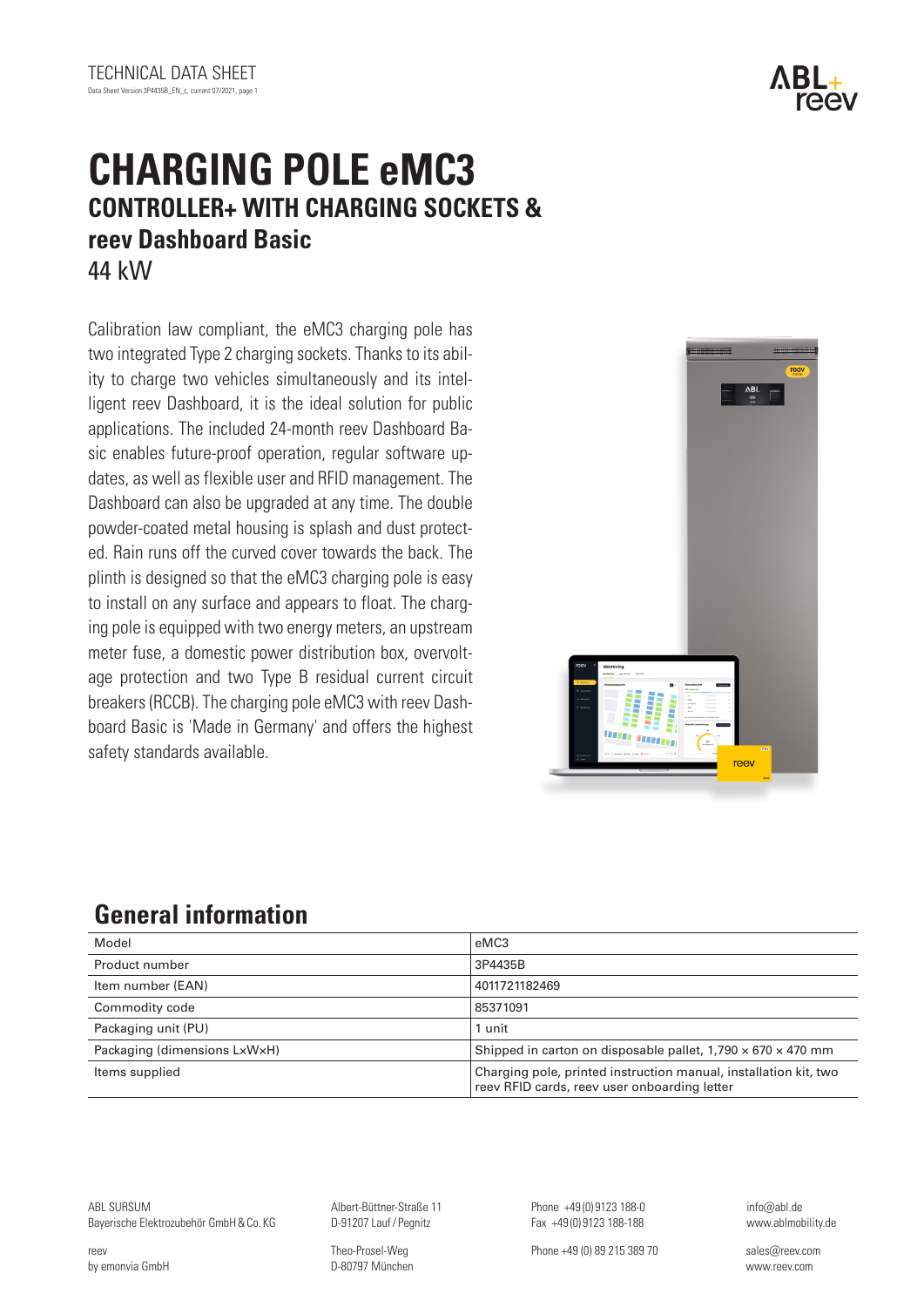TECHNICAL DATA SHEET
Data Sheet Version 3P4435B_EN_c, current 07/2021, page 1

# CHARGING POLE eMC3
## CONTROLLER+ WITH CHARGING SOCKETS & reev Dashboard Basic
44 kW

Calibration law compliant, the eMC3 charging pole has two integrated Type 2 charging sockets. Thanks to its ability to charge two vehicles simultaneously and its intelligent reev Dashboard, it is the ideal solution for public applications. The included 24-month reev Dashboard Basic enables future-proof operation, regular software updates, as well as flexible user and RFID management. The Dashboard can also be upgraded at any time. The double powder-coated metal housing is splash and dust protected. Rain runs off the curved cover towards the back. The plinth is designed so that the eMC3 charging pole is easy to install on any surface and appears to float. The charging pole is equipped with two energy meters, an upstream meter fuse, a domestic power distribution box, overvoltage protection and two Type B residual current circuit breakers (RCCB). The charging pole eMC3 with reev Dashboard Basic is 'Made in Germany' and offers the highest safety standards available.

## General information

| | |
|---|---|
| Model | eMC3 |
| Product number | 3P4435B |
| Item number (EAN) | 4011721182469 |
| Commodity code | 85371091 |
| Packaging unit (PU) | 1 unit |
| Packaging (dimensions L×W×H) | Shipped in carton on disposable pallet, 1,790 × 670 × 470 mm |
| Items supplied | Charging pole, printed instruction manual, installation kit, two reev RFID cards, reev user onboarding letter |

ABL SURSUM
Bayerische Elektrozubehör GmbH & Co. KG
Albert-Büttner-Straße 11
D-91207 Lauf / Pegnitz
Phone +49 (0) 9123 188-0
Fax +49 (0) 9123 188-188
info@abl.de
www.ablmobility.de

reev
by emonvia GmbH
Theo-Prosel-Weg
D-80797 München
Phone +49 (0) 89 215 389 70
sales@reev.com
www.reev.com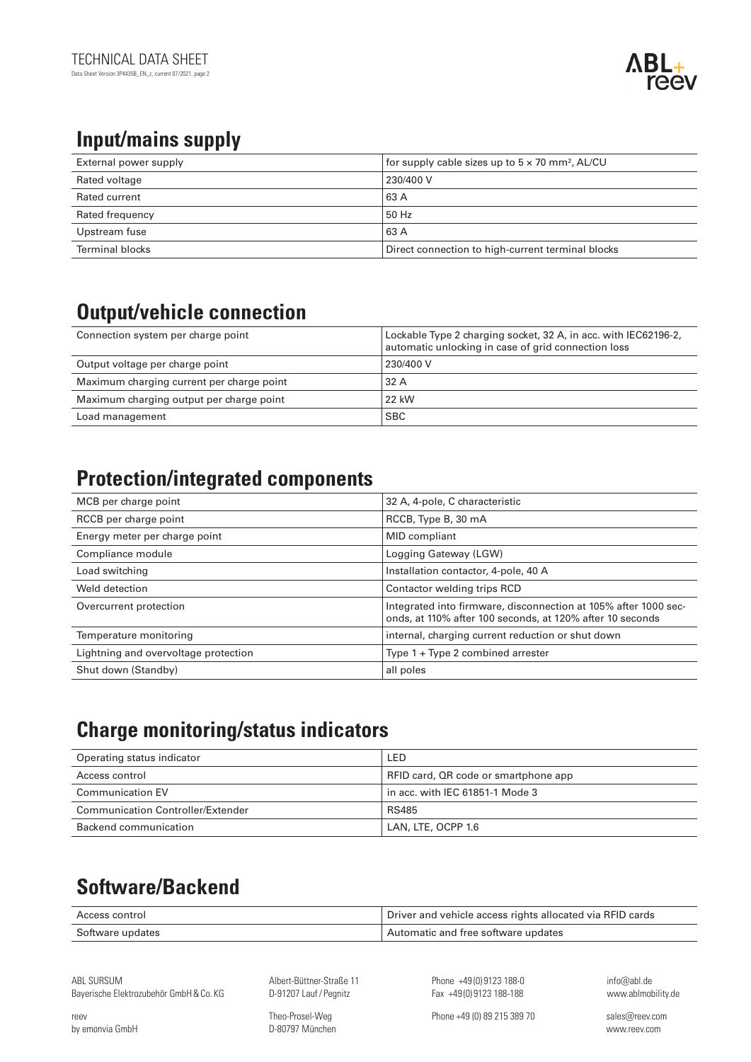## Input/mains supply

| | |
|---|---|
| External power supply | for supply cable sizes up to 5 × 70 mm², AL/CU |
| Rated voltage | 230/400 V |
| Rated current | 63 A |
| Rated frequency | 50 Hz |
| Upstream fuse | 63 A |
| Terminal blocks | Direct connection to high-current terminal blocks |

## Output/vehicle connection

| | |
|---|---|
| Connection system per charge point | Lockable Type 2 charging socket, 32 A, in acc. with IEC62196-2, automatic unlocking in case of grid connection loss |
| Output voltage per charge point | 230/400 V |
| Maximum charging current per charge point | 32 A |
| Maximum charging output per charge point | 22 kW |
| Load management | SBC |

## Protection/integrated components

| | |
|---|---|
| MCB per charge point | 32 A, 4-pole, C characteristic |
| RCCB per charge point | RCCB, Type B, 30 mA |
| Energy meter per charge point | MID compliant |
| Compliance module | Logging Gateway (LGW) |
| Load switching | Installation contactor, 4-pole, 40 A |
| Weld detection | Contactor welding trips RCD |
| Overcurrent protection | Integrated into firmware, disconnection at 105% after 1000 seconds, at 110% after 100 seconds, at 120% after 10 seconds |
| Temperature monitoring | internal, charging current reduction or shut down |
| Lightning and overvoltage protection | Type 1 + Type 2 combined arrester |
| Shut down (Standby) | all poles |

## Charge monitoring/status indicators

| | |
|---|---|
| Operating status indicator | LED |
| Access control | RFID card, QR code or smartphone app |
| Communication EV | in acc. with IEC 61851-1 Mode 3 |
| Communication Controller/Extender | RS485 |
| Backend communication | LAN, LTE, OCPP 1.6 |

## Software/Backend

| | |
|---|---|
| Access control | Driver and vehicle access rights allocated via RFID cards |
| Software updates | Automatic and free software updates |

ABL SURSUM
Bayerische Elektrozubehör GmbH & Co. KG
Albert-Büttner-Straße 11
D-91207 Lauf / Pegnitz
Phone +49 (0) 9123 188-0
Fax +49 (0) 9123 188-188
info@abl.de
www.ablmobility.de

reev
by emonvia GmbH
Theo-Prosel-Weg
D-80797 München
Phone +49 (0) 89 215 389 70
sales@reev.com
www.reev.com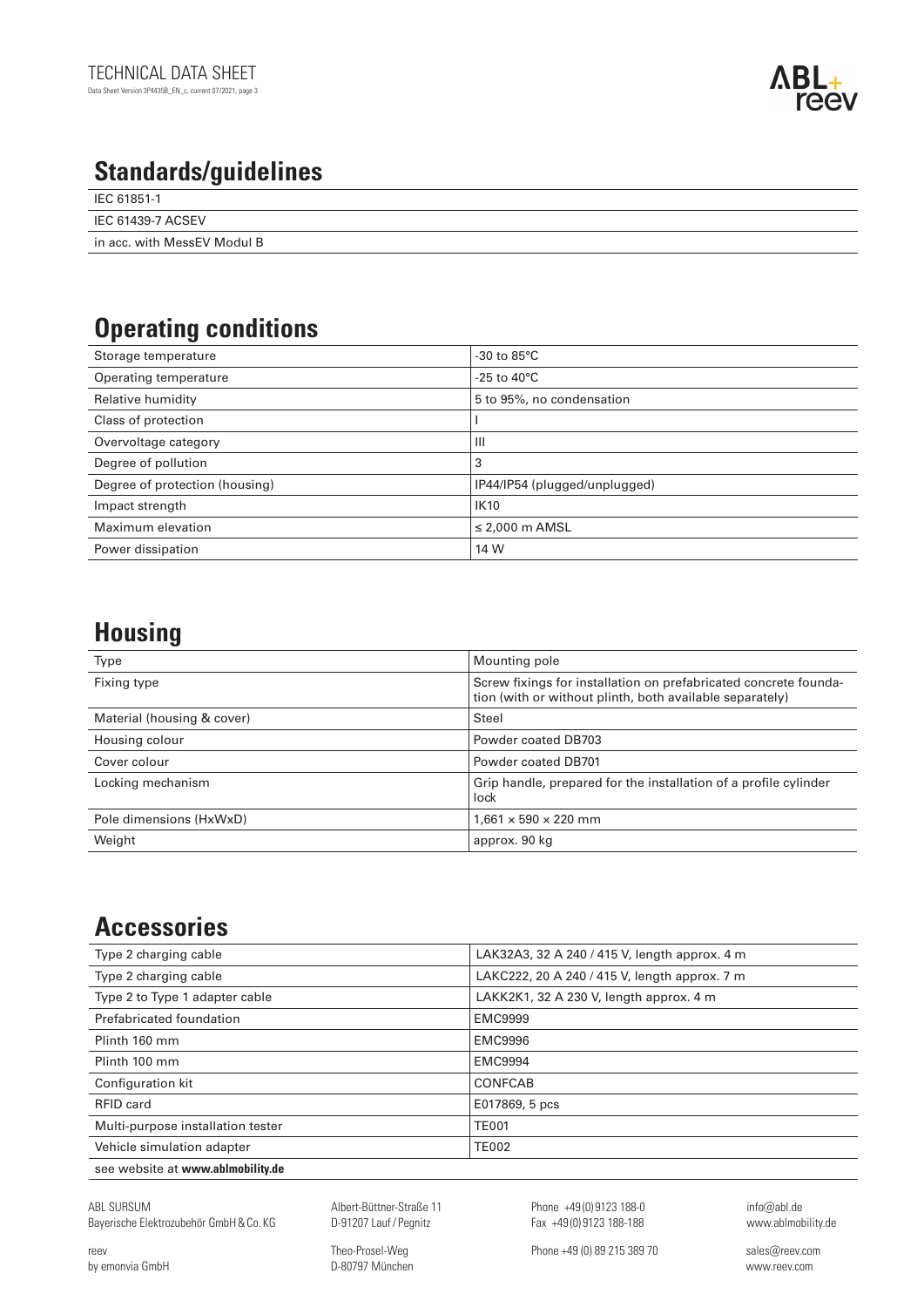## Standards/guidelines

| |
|---|
| IEC 61851-1 |
| IEC 61439-7 ACSEV |
| in acc. with MessEV Modul B |

## Operating conditions

| | |
|---|---|
| Storage temperature | -30 to 85°C |
| Operating temperature | -25 to 40°C |
| Relative humidity | 5 to 95%, no condensation |
| Class of protection | I |
| Overvoltage category | III |
| Degree of pollution | 3 |
| Degree of protection (housing) | IP44/IP54 (plugged/unplugged) |
| Impact strength | IK10 |
| Maximum elevation | ≤ 2,000 m AMSL |
| Power dissipation | 14 W |

## Housing

| | |
|---|---|
| Type | Mounting pole |
| Fixing type | Screw fixings for installation on prefabricated concrete foundation (with or without plinth, both available separately) |
| Material (housing & cover) | Steel |
| Housing colour | Powder coated DB703 |
| Cover colour | Powder coated DB701 |
| Locking mechanism | Grip handle, prepared for the installation of a profile cylinder lock |
| Pole dimensions (HxWxD) | 1,661 × 590 × 220 mm |
| Weight | approx. 90 kg |

## Accessories

| | |
|---|---|
| Type 2 charging cable | LAK32A3, 32 A 240 / 415 V, length approx. 4 m |
| Type 2 charging cable | LAKC222, 20 A 240 / 415 V, length approx. 7 m |
| Type 2 to Type 1 adapter cable | LAKK2K1, 32 A 230 V, length approx. 4 m |
| Prefabricated foundation | EMC9999 |
| Plinth 160 mm | EMC9996 |
| Plinth 100 mm | EMC9994 |
| Configuration kit | CONFCAB |
| RFID card | E017869, 5 pcs |
| Multi-purpose installation tester | TE001 |
| Vehicle simulation adapter | TE002 |

see website at **www.ablmobility.de**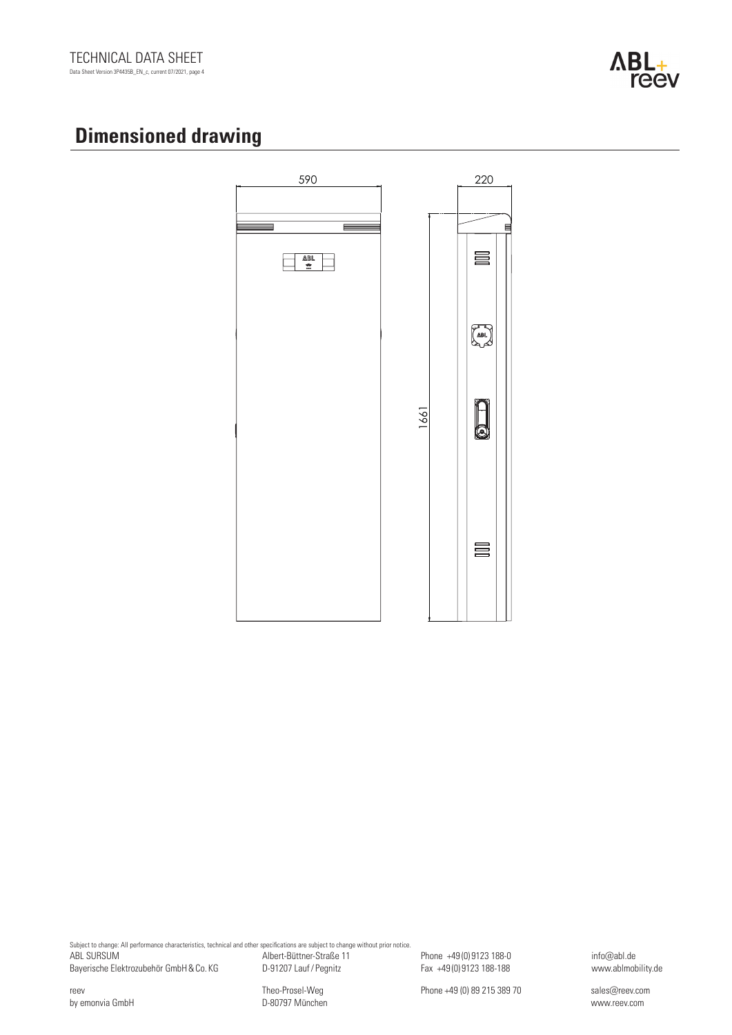## Dimensioned drawing

590

220

1661

ABL

Subject to change: All performance characteristics, technical and other specifications are subject to change without prior notice.

ABL SURSUM
Bayerische Elektrozubehör GmbH & Co. KG

Albert-Büttner-Straße 11
D-91207 Lauf / Pegnitz

Phone +49 (0) 9123 188-0
Fax +49 (0) 9123 188-188

info@abl.de
www.ablmobility.de

reev
by emonvia GmbH

Theo-Prosel-Weg
D-80797 München

Phone +49 (0) 89 215 389 70

sales@reev.com
www.reev.com